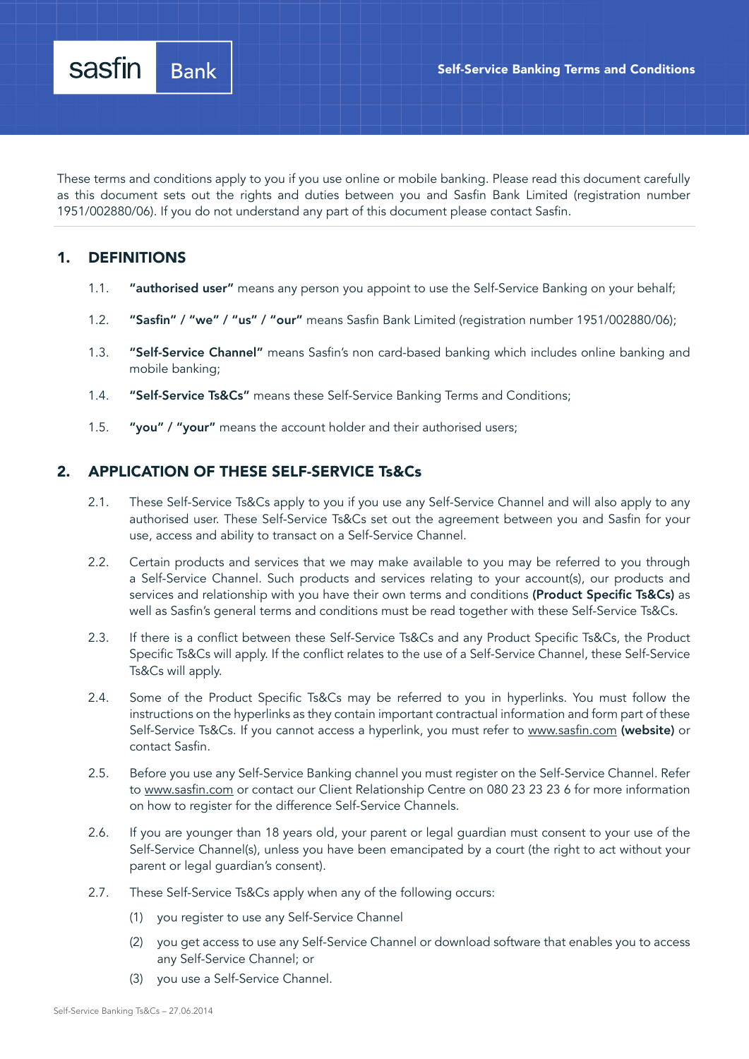# Self-Service Banking Terms and Conditions

These terms and conditions apply to you if you use online or mobile banking. Please read this document carefully as this document sets out the rights and duties between you and Sasfin Bank Limited (registration number 1951/002880/06). If you do not understand any part of this document please contact Sasfin.

## 1. DEFINITIONS

1.1. **"authorised user"** means any person you appoint to use the Self-Service Banking on your behalf;

1.2. **"Sasfin" / "we" / "us" / "our"** means Sasfin Bank Limited (registration number 1951/002880/06);

1.3. **"Self-Service Channel"** means Sasfin's non card-based banking which includes online banking and mobile banking;

1.4. **"Self-Service Ts&Cs"** means these Self-Service Banking Terms and Conditions;

1.5. **"you" / "your"** means the account holder and their authorised users;

## 2. APPLICATION OF THESE SELF-SERVICE Ts&Cs

2.1. These Self-Service Ts&Cs apply to you if you use any Self-Service Channel and will also apply to any authorised user. These Self-Service Ts&Cs set out the agreement between you and Sasfin for your use, access and ability to transact on a Self-Service Channel.

2.2. Certain products and services that we may make available to you may be referred to you through a Self-Service Channel. Such products and services relating to your account(s), our products and services and relationship with you have their own terms and conditions **(Product Specific Ts&Cs)** as well as Sasfin's general terms and conditions must be read together with these Self-Service Ts&Cs.

2.3. If there is a conflict between these Self-Service Ts&Cs and any Product Specific Ts&Cs, the Product Specific Ts&Cs will apply. If the conflict relates to the use of a Self-Service Channel, these Self-Service Ts&Cs will apply.

2.4. Some of the Product Specific Ts&Cs may be referred to you in hyperlinks. You must follow the instructions on the hyperlinks as they contain important contractual information and form part of these Self-Service Ts&Cs. If you cannot access a hyperlink, you must refer to www.sasfin.com **(website)** or contact Sasfin.

2.5. Before you use any Self-Service Banking channel you must register on the Self-Service Channel. Refer to www.sasfin.com or contact our Client Relationship Centre on 080 23 23 23 6 for more information on how to register for the difference Self-Service Channels.

2.6. If you are younger than 18 years old, your parent or legal guardian must consent to your use of the Self-Service Channel(s), unless you have been emancipated by a court (the right to act without your parent or legal guardian's consent).

2.7. These Self-Service Ts&Cs apply when any of the following occurs:

(1) you register to use any Self-Service Channel

(2) you get access to use any Self-Service Channel or download software that enables you to access any Self-Service Channel; or

(3) you use a Self-Service Channel.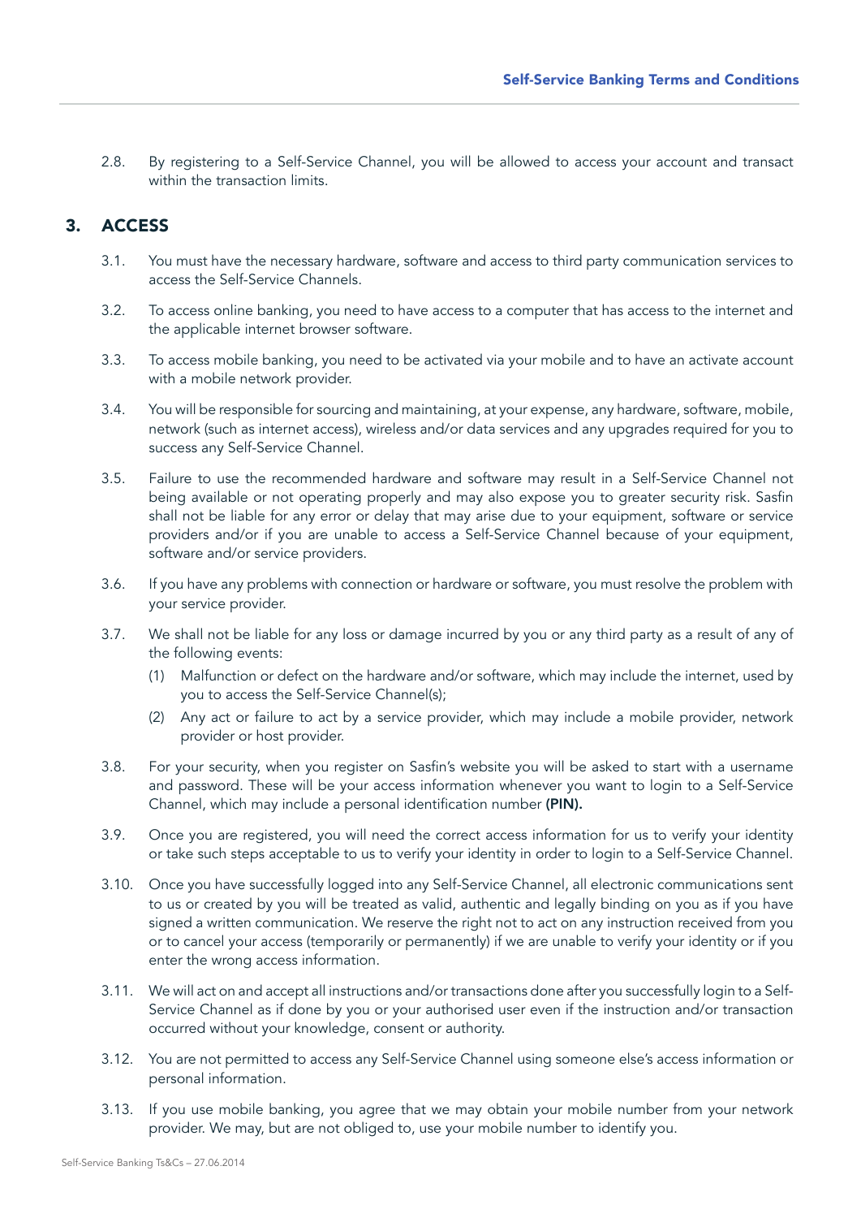2.8. By registering to a Self-Service Channel, you will be allowed to access your account and transact within the transaction limits.

## 3. ACCESS

3.1. You must have the necessary hardware, software and access to third party communication services to access the Self-Service Channels.

3.2. To access online banking, you need to have access to a computer that has access to the internet and the applicable internet browser software.

3.3. To access mobile banking, you need to be activated via your mobile and to have an activate account with a mobile network provider.

3.4. You will be responsible for sourcing and maintaining, at your expense, any hardware, software, mobile, network (such as internet access), wireless and/or data services and any upgrades required for you to success any Self-Service Channel.

3.5. Failure to use the recommended hardware and software may result in a Self-Service Channel not being available or not operating properly and may also expose you to greater security risk. Sasfin shall not be liable for any error or delay that may arise due to your equipment, software or service providers and/or if you are unable to access a Self-Service Channel because of your equipment, software and/or service providers.

3.6. If you have any problems with connection or hardware or software, you must resolve the problem with your service provider.

3.7. We shall not be liable for any loss or damage incurred by you or any third party as a result of any of the following events:

(1) Malfunction or defect on the hardware and/or software, which may include the internet, used by you to access the Self-Service Channel(s);

(2) Any act or failure to act by a service provider, which may include a mobile provider, network provider or host provider.

3.8. For your security, when you register on Sasfin's website you will be asked to start with a username and password. These will be your access information whenever you want to login to a Self-Service Channel, which may include a personal identification number **(PIN).**

3.9. Once you are registered, you will need the correct access information for us to verify your identity or take such steps acceptable to us to verify your identity in order to login to a Self-Service Channel.

3.10. Once you have successfully logged into any Self-Service Channel, all electronic communications sent to us or created by you will be treated as valid, authentic and legally binding on you as if you have signed a written communication. We reserve the right not to act on any instruction received from you or to cancel your access (temporarily or permanently) if we are unable to verify your identity or if you enter the wrong access information.

3.11. We will act on and accept all instructions and/or transactions done after you successfully login to a Self-Service Channel as if done by you or your authorised user even if the instruction and/or transaction occurred without your knowledge, consent or authority.

3.12. You are not permitted to access any Self-Service Channel using someone else's access information or personal information.

3.13. If you use mobile banking, you agree that we may obtain your mobile number from your network provider. We may, but are not obliged to, use your mobile number to identify you.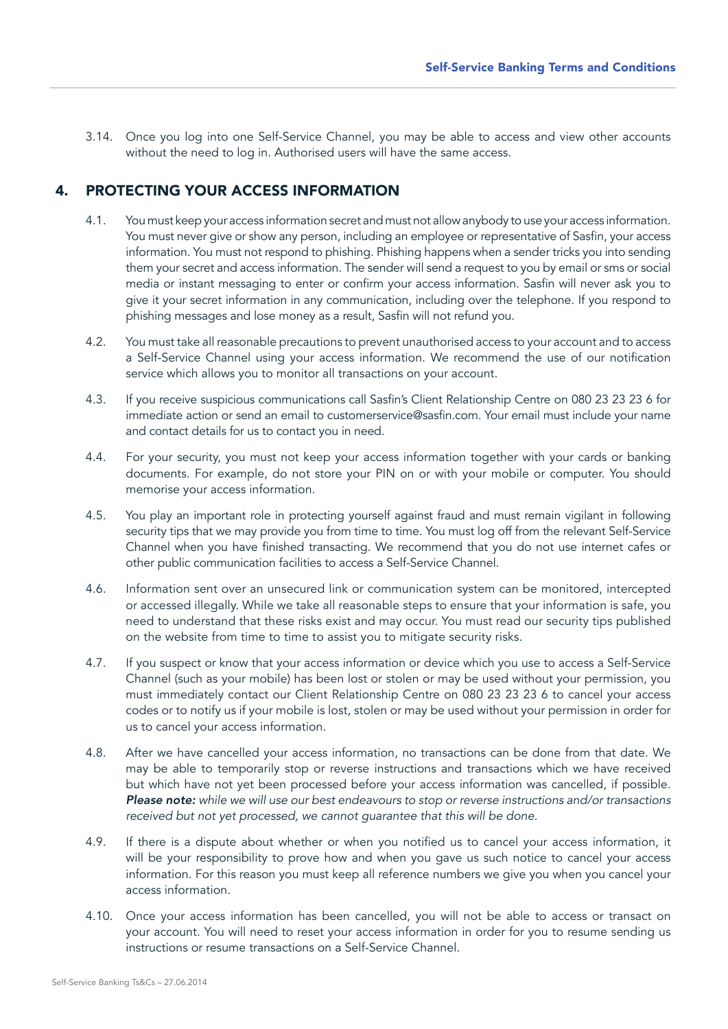3.14. Once you log into one Self-Service Channel, you may be able to access and view other accounts without the need to log in. Authorised users will have the same access.

## 4. PROTECTING YOUR ACCESS INFORMATION

4.1. You must keep your access information secret and must not allow anybody to use your access information. You must never give or show any person, including an employee or representative of Sasfin, your access information. You must not respond to phishing. Phishing happens when a sender tricks you into sending them your secret and access information. The sender will send a request to you by email or sms or social media or instant messaging to enter or confirm your access information. Sasfin will never ask you to give it your secret information in any communication, including over the telephone. If you respond to phishing messages and lose money as a result, Sasfin will not refund you.

4.2. You must take all reasonable precautions to prevent unauthorised access to your account and to access a Self-Service Channel using your access information. We recommend the use of our notification service which allows you to monitor all transactions on your account.

4.3. If you receive suspicious communications call Sasfin's Client Relationship Centre on 080 23 23 23 6 for immediate action or send an email to customerservice@sasfin.com. Your email must include your name and contact details for us to contact you in need.

4.4. For your security, you must not keep your access information together with your cards or banking documents. For example, do not store your PIN on or with your mobile or computer. You should memorise your access information.

4.5. You play an important role in protecting yourself against fraud and must remain vigilant in following security tips that we may provide you from time to time. You must log off from the relevant Self-Service Channel when you have finished transacting. We recommend that you do not use internet cafes or other public communication facilities to access a Self-Service Channel.

4.6. Information sent over an unsecured link or communication system can be monitored, intercepted or accessed illegally. While we take all reasonable steps to ensure that your information is safe, you need to understand that these risks exist and may occur. You must read our security tips published on the website from time to time to assist you to mitigate security risks.

4.7. If you suspect or know that your access information or device which you use to access a Self-Service Channel (such as your mobile) has been lost or stolen or may be used without your permission, you must immediately contact our Client Relationship Centre on 080 23 23 23 6 to cancel your access codes or to notify us if your mobile is lost, stolen or may be used without your permission in order for us to cancel your access information.

4.8. After we have cancelled your access information, no transactions can be done from that date. We may be able to temporarily stop or reverse instructions and transactions which we have received but which have not yet been processed before your access information was cancelled, if possible. ***Please note:*** *while we will use our best endeavours to stop or reverse instructions and/or transactions received but not yet processed, we cannot guarantee that this will be done.*

4.9. If there is a dispute about whether or when you notified us to cancel your access information, it will be your responsibility to prove how and when you gave us such notice to cancel your access information. For this reason you must keep all reference numbers we give you when you cancel your access information.

4.10. Once your access information has been cancelled, you will not be able to access or transact on your account. You will need to reset your access information in order for you to resume sending us instructions or resume transactions on a Self-Service Channel.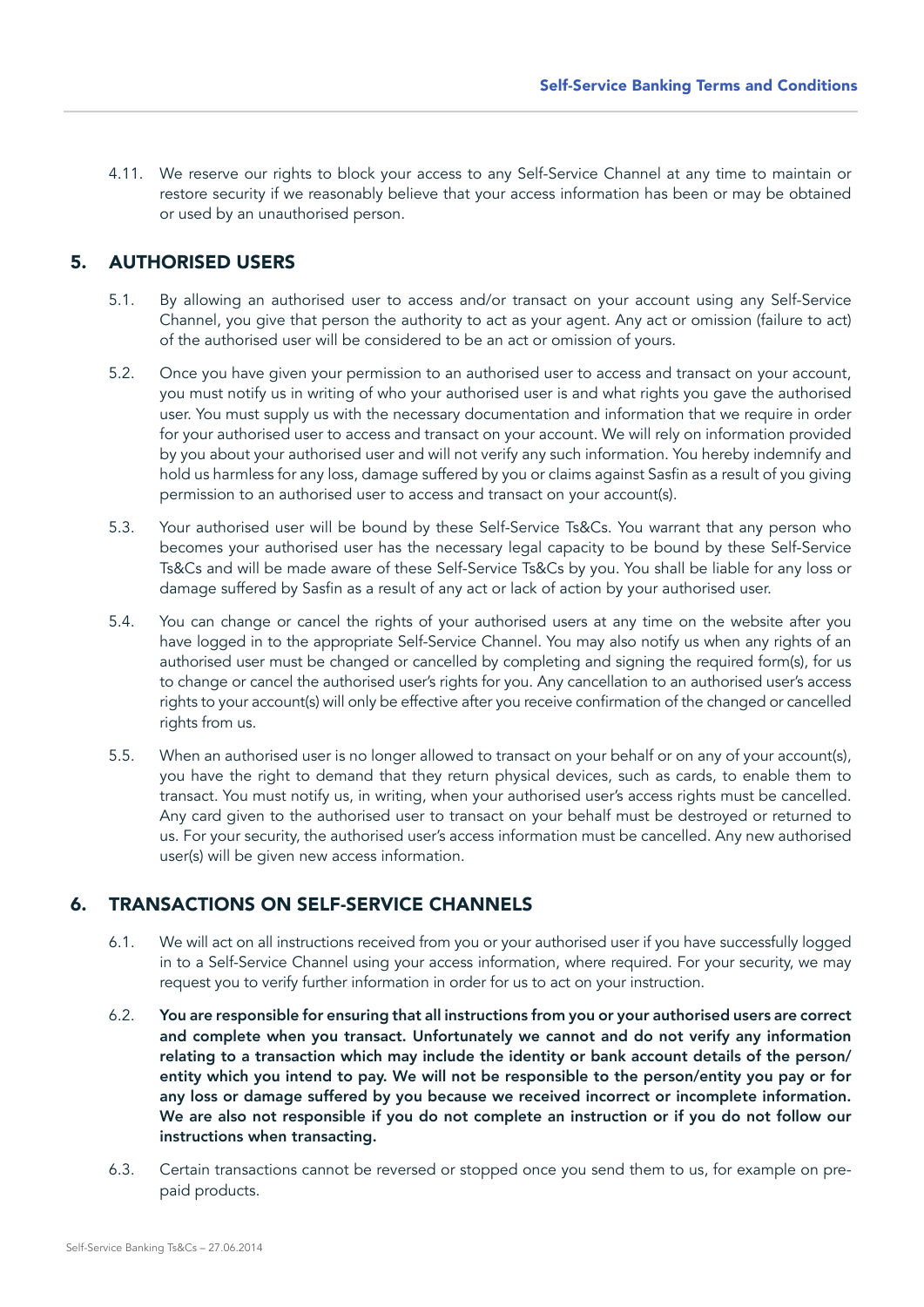4.11. We reserve our rights to block your access to any Self-Service Channel at any time to maintain or restore security if we reasonably believe that your access information has been or may be obtained or used by an unauthorised person.

## 5. AUTHORISED USERS

5.1. By allowing an authorised user to access and/or transact on your account using any Self-Service Channel, you give that person the authority to act as your agent. Any act or omission (failure to act) of the authorised user will be considered to be an act or omission of yours.

5.2. Once you have given your permission to an authorised user to access and transact on your account, you must notify us in writing of who your authorised user is and what rights you gave the authorised user. You must supply us with the necessary documentation and information that we require in order for your authorised user to access and transact on your account. We will rely on information provided by you about your authorised user and will not verify any such information. You hereby indemnify and hold us harmless for any loss, damage suffered by you or claims against Sasfin as a result of you giving permission to an authorised user to access and transact on your account(s).

5.3. Your authorised user will be bound by these Self-Service Ts&Cs. You warrant that any person who becomes your authorised user has the necessary legal capacity to be bound by these Self-Service Ts&Cs and will be made aware of these Self-Service Ts&Cs by you. You shall be liable for any loss or damage suffered by Sasfin as a result of any act or lack of action by your authorised user.

5.4. You can change or cancel the rights of your authorised users at any time on the website after you have logged in to the appropriate Self-Service Channel. You may also notify us when any rights of an authorised user must be changed or cancelled by completing and signing the required form(s), for us to change or cancel the authorised user's rights for you. Any cancellation to an authorised user's access rights to your account(s) will only be effective after you receive confirmation of the changed or cancelled rights from us.

5.5. When an authorised user is no longer allowed to transact on your behalf or on any of your account(s), you have the right to demand that they return physical devices, such as cards, to enable them to transact. You must notify us, in writing, when your authorised user's access rights must be cancelled. Any card given to the authorised user to transact on your behalf must be destroyed or returned to us. For your security, the authorised user's access information must be cancelled. Any new authorised user(s) will be given new access information.

## 6. TRANSACTIONS ON SELF-SERVICE CHANNELS

6.1. We will act on all instructions received from you or your authorised user if you have successfully logged in to a Self-Service Channel using your access information, where required. For your security, we may request you to verify further information in order for us to act on your instruction.

6.2. **You are responsible for ensuring that all instructions from you or your authorised users are correct and complete when you transact. Unfortunately we cannot and do not verify any information relating to a transaction which may include the identity or bank account details of the person/entity which you intend to pay. We will not be responsible to the person/entity you pay or for any loss or damage suffered by you because we received incorrect or incomplete information. We are also not responsible if you do not complete an instruction or if you do not follow our instructions when transacting.**

6.3. Certain transactions cannot be reversed or stopped once you send them to us, for example on pre-paid products.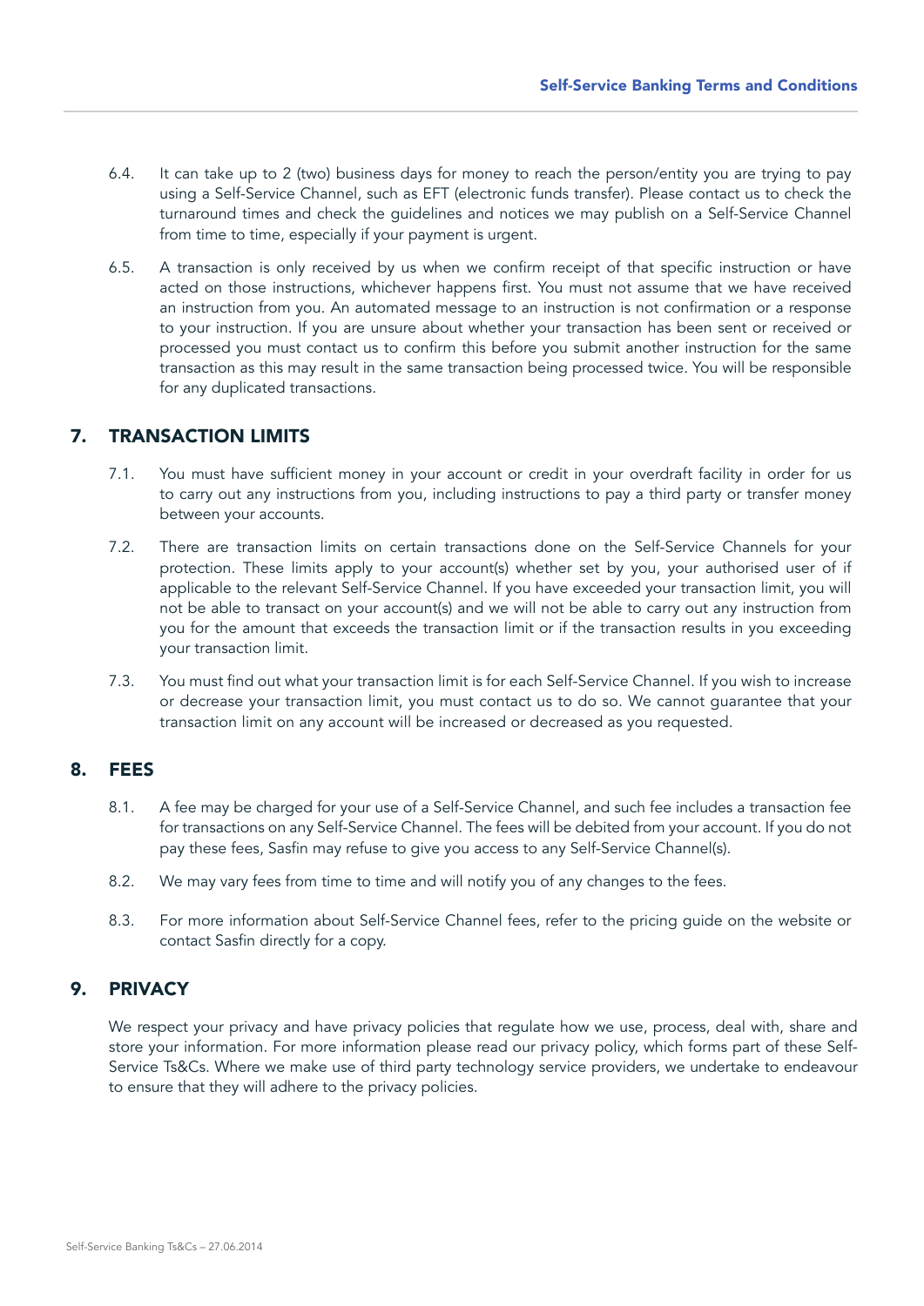6.4. It can take up to 2 (two) business days for money to reach the person/entity you are trying to pay using a Self-Service Channel, such as EFT (electronic funds transfer). Please contact us to check the turnaround times and check the guidelines and notices we may publish on a Self-Service Channel from time to time, especially if your payment is urgent.

6.5. A transaction is only received by us when we confirm receipt of that specific instruction or have acted on those instructions, whichever happens first. You must not assume that we have received an instruction from you. An automated message to an instruction is not confirmation or a response to your instruction. If you are unsure about whether your transaction has been sent or received or processed you must contact us to confirm this before you submit another instruction for the same transaction as this may result in the same transaction being processed twice. You will be responsible for any duplicated transactions.

## 7. TRANSACTION LIMITS

7.1. You must have sufficient money in your account or credit in your overdraft facility in order for us to carry out any instructions from you, including instructions to pay a third party or transfer money between your accounts.

7.2. There are transaction limits on certain transactions done on the Self-Service Channels for your protection. These limits apply to your account(s) whether set by you, your authorised user of if applicable to the relevant Self-Service Channel. If you have exceeded your transaction limit, you will not be able to transact on your account(s) and we will not be able to carry out any instruction from you for the amount that exceeds the transaction limit or if the transaction results in you exceeding your transaction limit.

7.3. You must find out what your transaction limit is for each Self-Service Channel. If you wish to increase or decrease your transaction limit, you must contact us to do so. We cannot guarantee that your transaction limit on any account will be increased or decreased as you requested.

## 8. FEES

8.1. A fee may be charged for your use of a Self-Service Channel, and such fee includes a transaction fee for transactions on any Self-Service Channel. The fees will be debited from your account. If you do not pay these fees, Sasfin may refuse to give you access to any Self-Service Channel(s).

8.2. We may vary fees from time to time and will notify you of any changes to the fees.

8.3. For more information about Self-Service Channel fees, refer to the pricing guide on the website or contact Sasfin directly for a copy.

## 9. PRIVACY

We respect your privacy and have privacy policies that regulate how we use, process, deal with, share and store your information. For more information please read our privacy policy, which forms part of these Self-Service Ts&Cs. Where we make use of third party technology service providers, we undertake to endeavour to ensure that they will adhere to the privacy policies.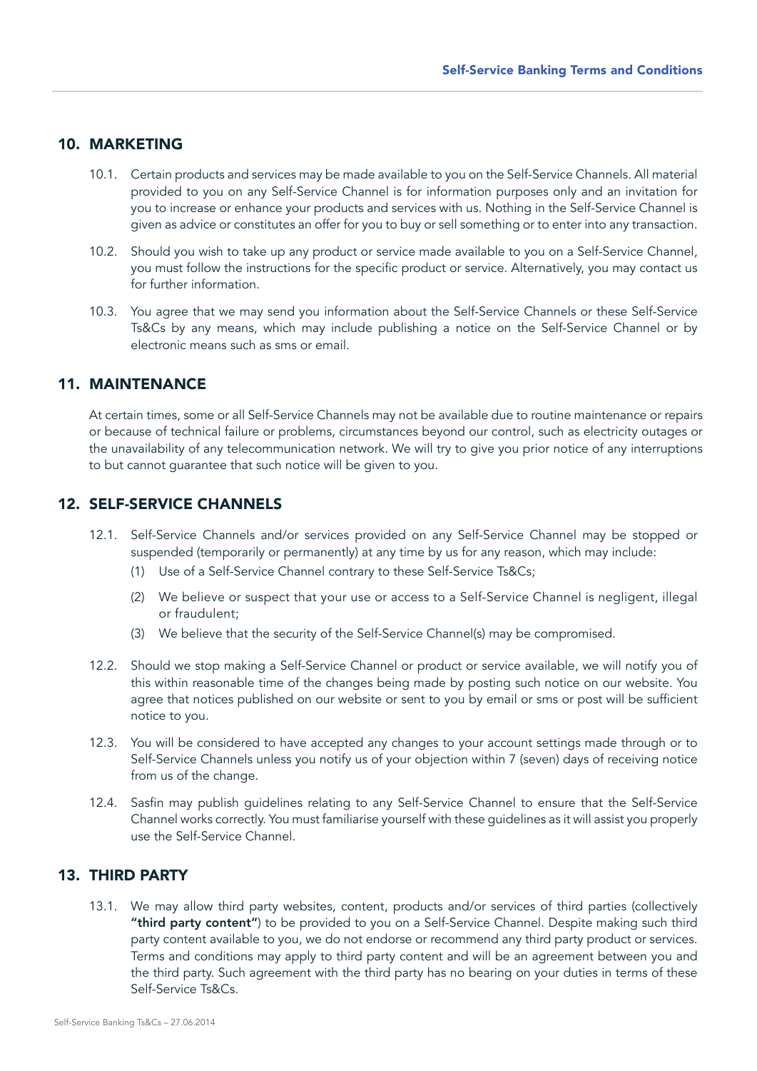## 10. MARKETING

10.1. Certain products and services may be made available to you on the Self-Service Channels. All material provided to you on any Self-Service Channel is for information purposes only and an invitation for you to increase or enhance your products and services with us. Nothing in the Self-Service Channel is given as advice or constitutes an offer for you to buy or sell something or to enter into any transaction.

10.2. Should you wish to take up any product or service made available to you on a Self-Service Channel, you must follow the instructions for the specific product or service. Alternatively, you may contact us for further information.

10.3. You agree that we may send you information about the Self-Service Channels or these Self-Service Ts&Cs by any means, which may include publishing a notice on the Self-Service Channel or by electronic means such as sms or email.

## 11. MAINTENANCE

At certain times, some or all Self-Service Channels may not be available due to routine maintenance or repairs or because of technical failure or problems, circumstances beyond our control, such as electricity outages or the unavailability of any telecommunication network. We will try to give you prior notice of any interruptions to but cannot guarantee that such notice will be given to you.

## 12. SELF-SERVICE CHANNELS

12.1. Self-Service Channels and/or services provided on any Self-Service Channel may be stopped or suspended (temporarily or permanently) at any time by us for any reason, which may include:

(1) Use of a Self-Service Channel contrary to these Self-Service Ts&Cs;

(2) We believe or suspect that your use or access to a Self-Service Channel is negligent, illegal or fraudulent;

(3) We believe that the security of the Self-Service Channel(s) may be compromised.

12.2. Should we stop making a Self-Service Channel or product or service available, we will notify you of this within reasonable time of the changes being made by posting such notice on our website. You agree that notices published on our website or sent to you by email or sms or post will be sufficient notice to you.

12.3. You will be considered to have accepted any changes to your account settings made through or to Self-Service Channels unless you notify us of your objection within 7 (seven) days of receiving notice from us of the change.

12.4. Sasfin may publish guidelines relating to any Self-Service Channel to ensure that the Self-Service Channel works correctly. You must familiarise yourself with these guidelines as it will assist you properly use the Self-Service Channel.

## 13. THIRD PARTY

13.1. We may allow third party websites, content, products and/or services of third parties (collectively **"third party content"**) to be provided to you on a Self-Service Channel. Despite making such third party content available to you, we do not endorse or recommend any third party product or services. Terms and conditions may apply to third party content and will be an agreement between you and the third party. Such agreement with the third party has no bearing on your duties in terms of these Self-Service Ts&Cs.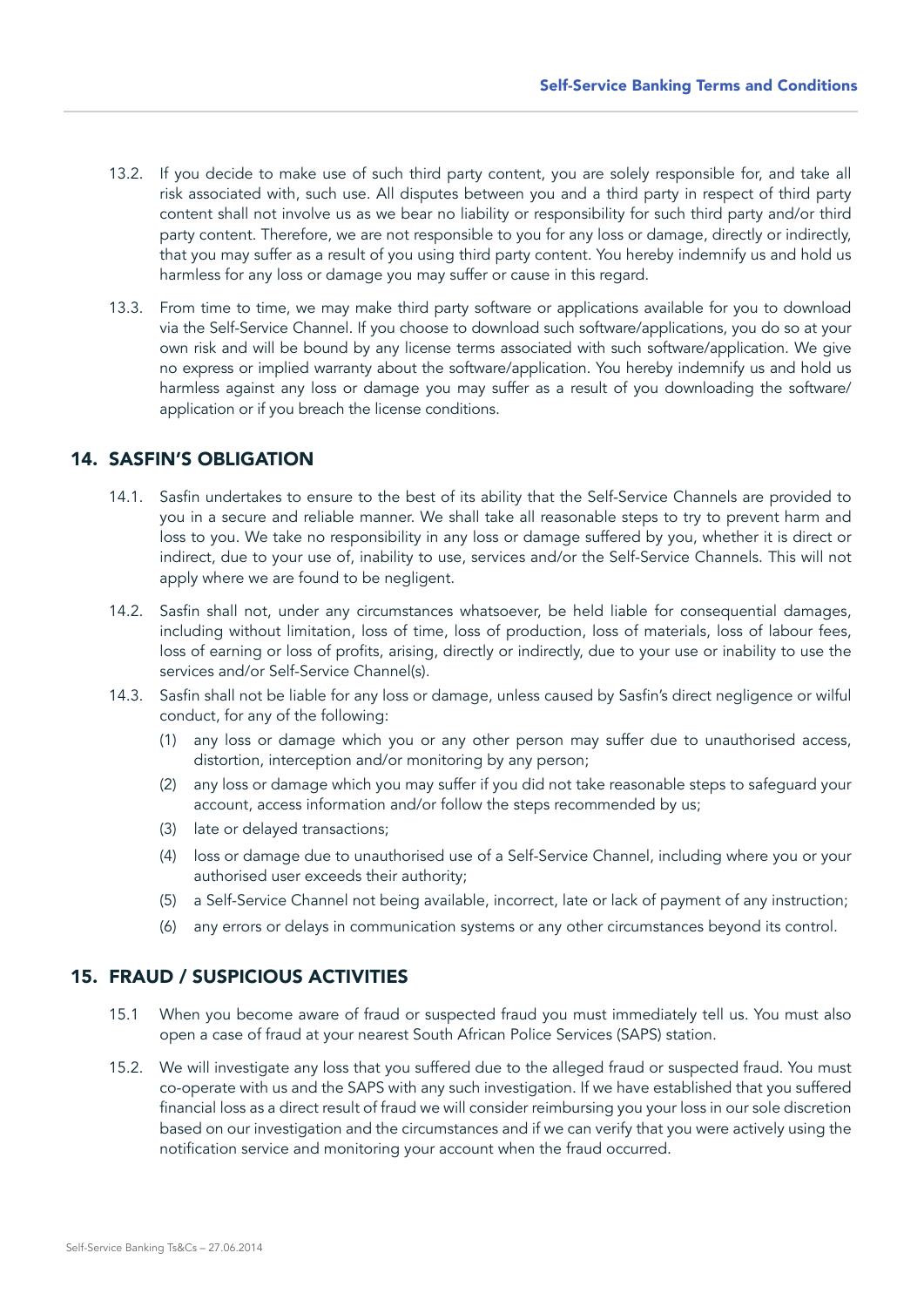13.2. If you decide to make use of such third party content, you are solely responsible for, and take all risk associated with, such use. All disputes between you and a third party in respect of third party content shall not involve us as we bear no liability or responsibility for such third party and/or third party content. Therefore, we are not responsible to you for any loss or damage, directly or indirectly, that you may suffer as a result of you using third party content. You hereby indemnify us and hold us harmless for any loss or damage you may suffer or cause in this regard.

13.3. From time to time, we may make third party software or applications available for you to download via the Self-Service Channel. If you choose to download such software/applications, you do so at your own risk and will be bound by any license terms associated with such software/application. We give no express or implied warranty about the software/application. You hereby indemnify us and hold us harmless against any loss or damage you may suffer as a result of you downloading the software/application or if you breach the license conditions.

## 14. SASFIN'S OBLIGATION

14.1. Sasfin undertakes to ensure to the best of its ability that the Self-Service Channels are provided to you in a secure and reliable manner. We shall take all reasonable steps to try to prevent harm and loss to you. We take no responsibility in any loss or damage suffered by you, whether it is direct or indirect, due to your use of, inability to use, services and/or the Self-Service Channels. This will not apply where we are found to be negligent.

14.2. Sasfin shall not, under any circumstances whatsoever, be held liable for consequential damages, including without limitation, loss of time, loss of production, loss of materials, loss of labour fees, loss of earning or loss of profits, arising, directly or indirectly, due to your use or inability to use the services and/or Self-Service Channel(s).

14.3. Sasfin shall not be liable for any loss or damage, unless caused by Sasfin's direct negligence or wilful conduct, for any of the following:

(1) any loss or damage which you or any other person may suffer due to unauthorised access, distortion, interception and/or monitoring by any person;

(2) any loss or damage which you may suffer if you did not take reasonable steps to safeguard your account, access information and/or follow the steps recommended by us;

(3) late or delayed transactions;

(4) loss or damage due to unauthorised use of a Self-Service Channel, including where you or your authorised user exceeds their authority;

(5) a Self-Service Channel not being available, incorrect, late or lack of payment of any instruction;

(6) any errors or delays in communication systems or any other circumstances beyond its control.

## 15. FRAUD / SUSPICIOUS ACTIVITIES

15.1 When you become aware of fraud or suspected fraud you must immediately tell us. You must also open a case of fraud at your nearest South African Police Services (SAPS) station.

15.2. We will investigate any loss that you suffered due to the alleged fraud or suspected fraud. You must co-operate with us and the SAPS with any such investigation. If we have established that you suffered financial loss as a direct result of fraud we will consider reimbursing you your loss in our sole discretion based on our investigation and the circumstances and if we can verify that you were actively using the notification service and monitoring your account when the fraud occurred.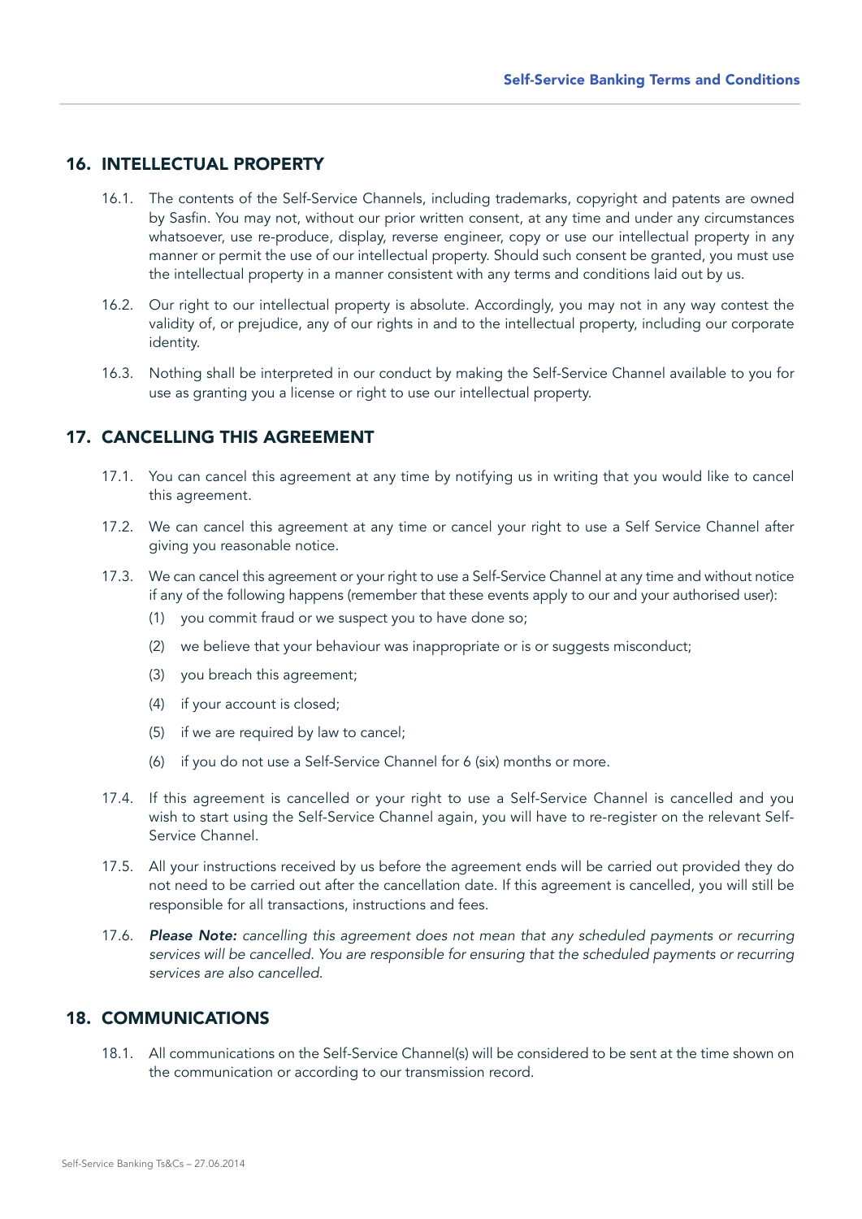## 16. INTELLECTUAL PROPERTY

16.1. The contents of the Self-Service Channels, including trademarks, copyright and patents are owned by Sasfin. You may not, without our prior written consent, at any time and under any circumstances whatsoever, use re-produce, display, reverse engineer, copy or use our intellectual property in any manner or permit the use of our intellectual property. Should such consent be granted, you must use the intellectual property in a manner consistent with any terms and conditions laid out by us.

16.2. Our right to our intellectual property is absolute. Accordingly, you may not in any way contest the validity of, or prejudice, any of our rights in and to the intellectual property, including our corporate identity.

16.3. Nothing shall be interpreted in our conduct by making the Self-Service Channel available to you for use as granting you a license or right to use our intellectual property.

## 17. CANCELLING THIS AGREEMENT

17.1. You can cancel this agreement at any time by notifying us in writing that you would like to cancel this agreement.

17.2. We can cancel this agreement at any time or cancel your right to use a Self Service Channel after giving you reasonable notice.

17.3. We can cancel this agreement or your right to use a Self-Service Channel at any time and without notice if any of the following happens (remember that these events apply to our and your authorised user):

(1) you commit fraud or we suspect you to have done so;

(2) we believe that your behaviour was inappropriate or is or suggests misconduct;

(3) you breach this agreement;

(4) if your account is closed;

(5) if we are required by law to cancel;

(6) if you do not use a Self-Service Channel for 6 (six) months or more.

17.4. If this agreement is cancelled or your right to use a Self-Service Channel is cancelled and you wish to start using the Self-Service Channel again, you will have to re-register on the relevant Self-Service Channel.

17.5. All your instructions received by us before the agreement ends will be carried out provided they do not need to be carried out after the cancellation date. If this agreement is cancelled, you will still be responsible for all transactions, instructions and fees.

17.6. ***Please Note:*** *cancelling this agreement does not mean that any scheduled payments or recurring services will be cancelled. You are responsible for ensuring that the scheduled payments or recurring services are also cancelled.*

## 18. COMMUNICATIONS

18.1. All communications on the Self-Service Channel(s) will be considered to be sent at the time shown on the communication or according to our transmission record.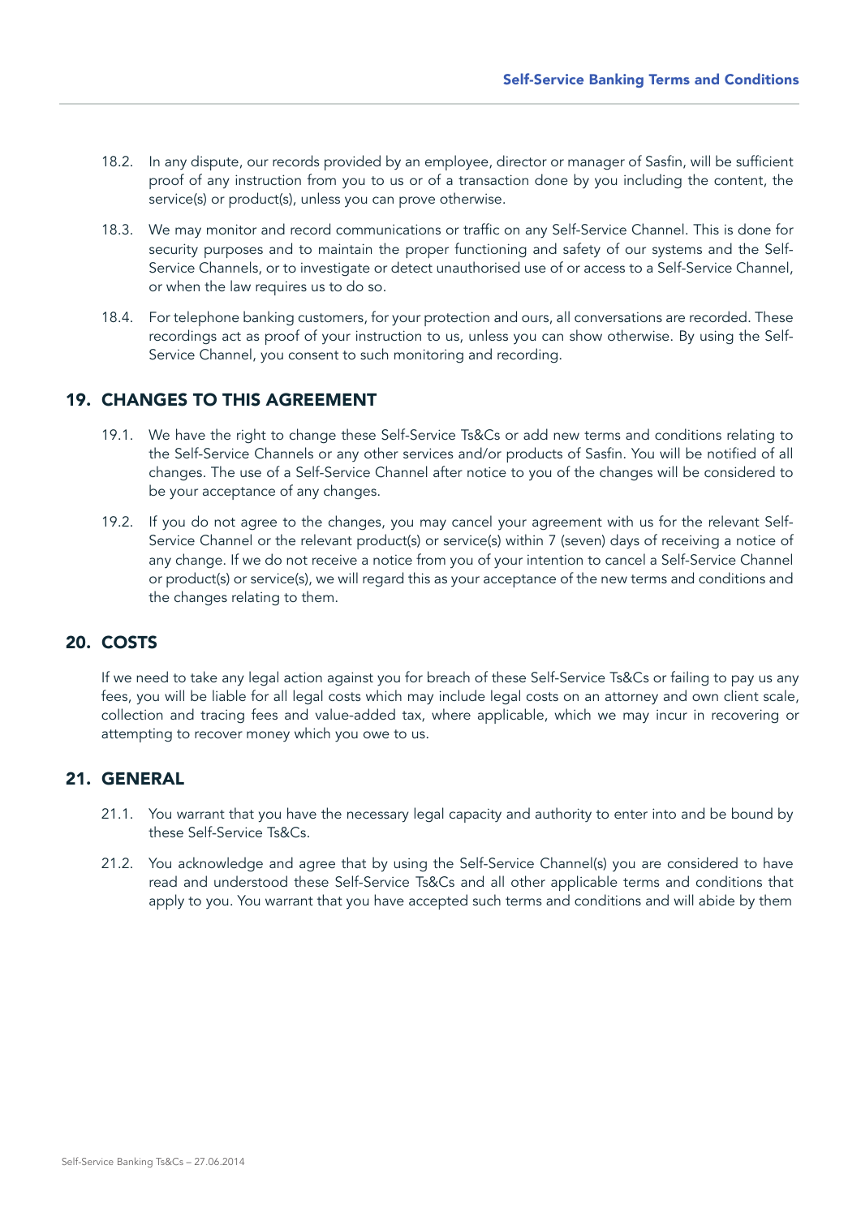18.2. In any dispute, our records provided by an employee, director or manager of Sasfin, will be sufficient proof of any instruction from you to us or of a transaction done by you including the content, the service(s) or product(s), unless you can prove otherwise.

18.3. We may monitor and record communications or traffic on any Self-Service Channel. This is done for security purposes and to maintain the proper functioning and safety of our systems and the Self-Service Channels, or to investigate or detect unauthorised use of or access to a Self-Service Channel, or when the law requires us to do so.

18.4. For telephone banking customers, for your protection and ours, all conversations are recorded. These recordings act as proof of your instruction to us, unless you can show otherwise. By using the Self-Service Channel, you consent to such monitoring and recording.

## 19. CHANGES TO THIS AGREEMENT

19.1. We have the right to change these Self-Service Ts&Cs or add new terms and conditions relating to the Self-Service Channels or any other services and/or products of Sasfin. You will be notified of all changes. The use of a Self-Service Channel after notice to you of the changes will be considered to be your acceptance of any changes.

19.2. If you do not agree to the changes, you may cancel your agreement with us for the relevant Self-Service Channel or the relevant product(s) or service(s) within 7 (seven) days of receiving a notice of any change. If we do not receive a notice from you of your intention to cancel a Self-Service Channel or product(s) or service(s), we will regard this as your acceptance of the new terms and conditions and the changes relating to them.

## 20. COSTS

If we need to take any legal action against you for breach of these Self-Service Ts&Cs or failing to pay us any fees, you will be liable for all legal costs which may include legal costs on an attorney and own client scale, collection and tracing fees and value-added tax, where applicable, which we may incur in recovering or attempting to recover money which you owe to us.

## 21. GENERAL

21.1. You warrant that you have the necessary legal capacity and authority to enter into and be bound by these Self-Service Ts&Cs.

21.2. You acknowledge and agree that by using the Self-Service Channel(s) you are considered to have read and understood these Self-Service Ts&Cs and all other applicable terms and conditions that apply to you. You warrant that you have accepted such terms and conditions and will abide by them